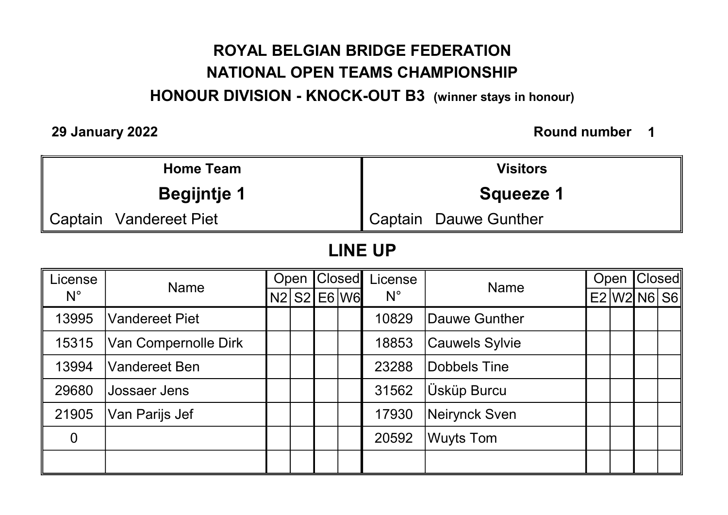# ROYAL BELGIAN BRIDGE FEDERATION
## NATIONAL OPEN TEAMS CHAMPIONSHIP
### HONOUR DIVISION - KNOCK-OUT B3 (winner stays in honour)

**29 January 2022** **Round number 1**

| Home Team | Visitors |
|---|---|
| **Begijntje 1** | **Squeeze 1** |
| Captain Vandereet Piet | Captain Dauwe Gunther |

## LINE UP

| License N° | Name | Open | | Closed | | License N° | Name | Open | | Closed | |
|---|---|---|---|---|---|---|---|---|---|---|---|
| | | N2 | S2 | E6 | W6 | | | E2 | W2 | N6 | S6 |
| 13995 | Vandereet Piet | | | | | 10829 | Dauwe Gunther | | | | |
| 15315 | Van Compernolle Dirk | | | | | 18853 | Cauwels Sylvie | | | | |
| 13994 | Vandereet Ben | | | | | 23288 | Dobbels Tine | | | | |
| 29680 | Jossaer Jens | | | | | 31562 | Üsküp Burcu | | | | |
| 21905 | Van Parijs Jef | | | | | 17930 | Neirynck Sven | | | | |
| 0 | | | | | | 20592 | Wuyts Tom | | | | |
| | | | | | | | | | | | |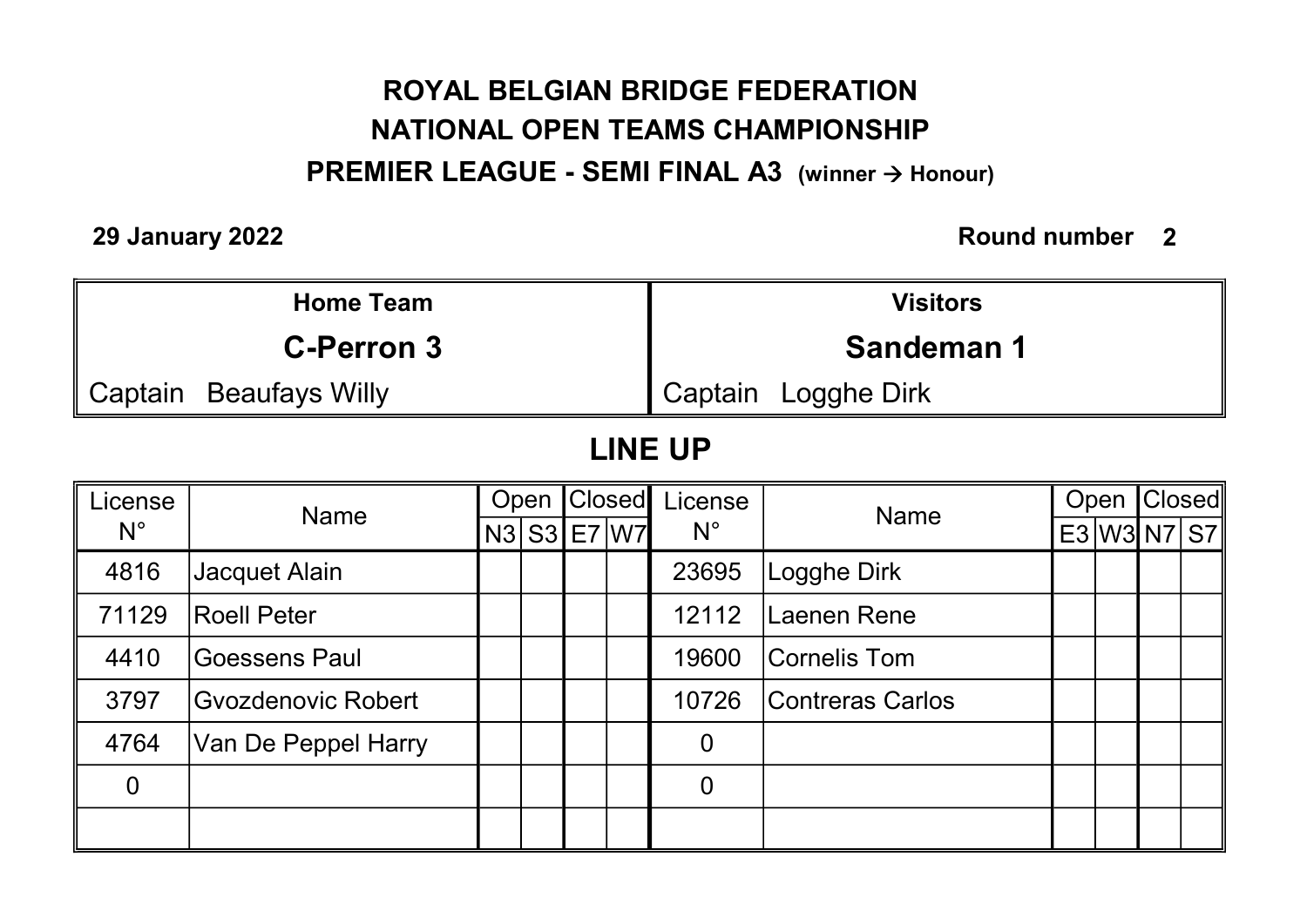# ROYAL BELGIAN BRIDGE FEDERATION
## NATIONAL OPEN TEAMS CHAMPIONSHIP
### PREMIER LEAGUE - SEMI FINAL A3 (winner → Honour)

**29 January 2022** **Round number 2**

| Home Team | Visitors |
|---|---|
| **C-Perron 3** | **Sandeman 1** |
| Captain Beaufays Willy | Captain Logghe Dirk |

## LINE UP

| License N° | Name | Open | | Closed | | License N° | Name | Open | | Closed | |
|---|---|---|---|---|---|---|---|---|---|---|---|
| | | N3 | S3 | E7 | W7 | | | E3 | W3 | N7 | S7 |
| 4816 | Jacquet Alain | | | | | 23695 | Logghe Dirk | | | | |
| 71129 | Roell Peter | | | | | 12112 | Laenen Rene | | | | |
| 4410 | Goessens Paul | | | | | 19600 | Cornelis Tom | | | | |
| 3797 | Gvozdenovic Robert | | | | | 10726 | Contreras Carlos | | | | |
| 4764 | Van De Peppel Harry | | | | | 0 | | | | | |
| 0 | | | | | | 0 | | | | | |
| | | | | | | | | | | | |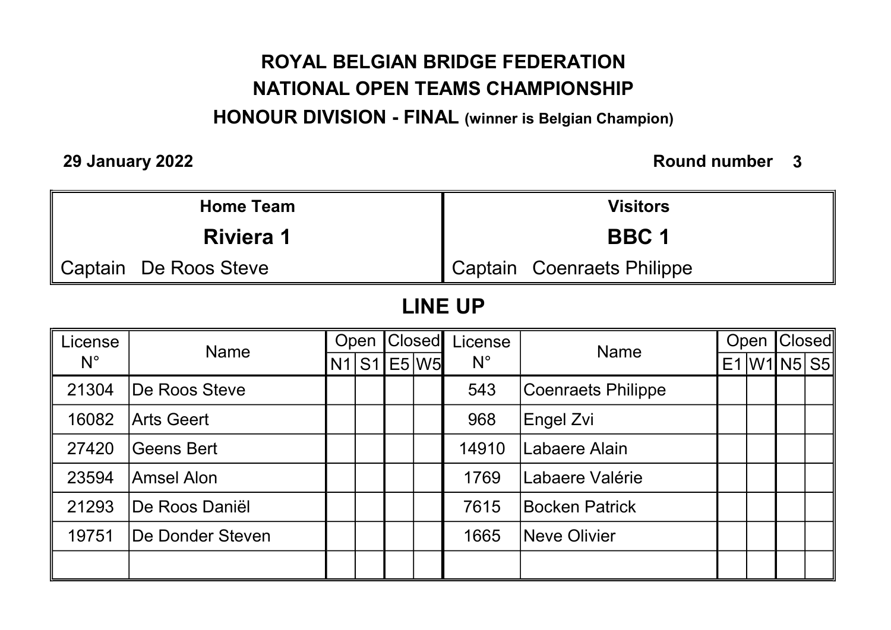# ROYAL BELGIAN BRIDGE FEDERATION

## NATIONAL OPEN TEAMS CHAMPIONSHIP

### HONOUR DIVISION - FINAL (winner is Belgian Champion)

**29 January 2022** **Round number 3**

| Home Team | Visitors |
|---|---|
| **Riviera 1** | **BBC 1** |
| Captain De Roos Steve | Captain Coenraets Philippe |

## LINE UP

| License N° | Name | Open | | Closed | | License N° | Name | Open | | Closed | |
|---|---|---|---|---|---|---|---|---|---|---|---|
| | | N1 | S1 | E5 | W5 | | | E1 | W1 | N5 | S5 |
| 21304 | De Roos Steve | | | | | 543 | Coenraets Philippe | | | | |
| 16082 | Arts Geert | | | | | 968 | Engel Zvi | | | | |
| 27420 | Geens Bert | | | | | 14910 | Labaere Alain | | | | |
| 23594 | Amsel Alon | | | | | 1769 | Labaere Valérie | | | | |
| 21293 | De Roos Daniël | | | | | 7615 | Bocken Patrick | | | | |
| 19751 | De Donder Steven | | | | | 1665 | Neve Olivier | | | | |
| | | | | | | | | | | | |